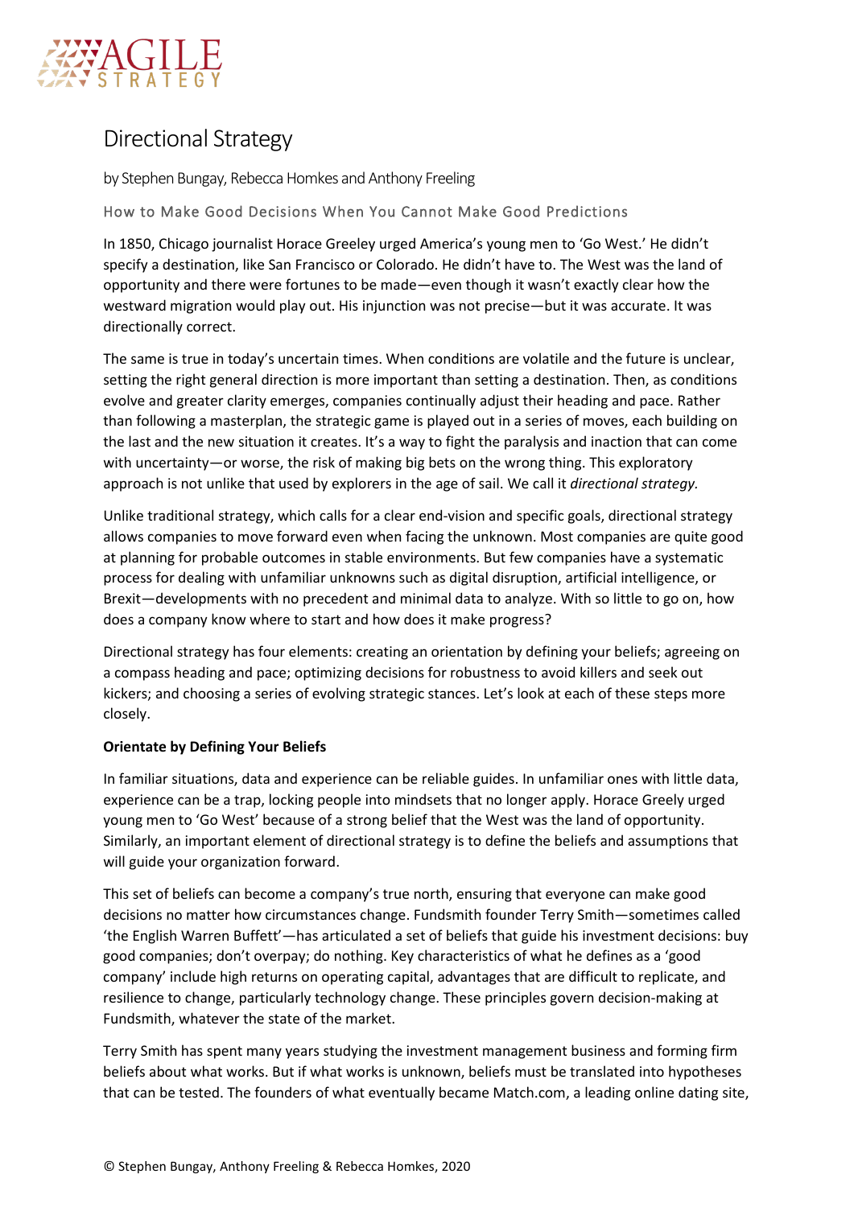# Directional Strategy

by Stephen Bungay, Rebecca Homkes and Anthony Freeling

## How to Make Good Decisions When You Cannot Make Good Predictions

In 1850, Chicago journalist Horace Greeley urged America's young men to 'Go West.' He didn't specify a destination, like San Francisco or Colorado. He didn't have to. The West was the land of opportunity and there were fortunes to be made—even though it wasn't exactly clear how the westward migration would play out. His injunction was not precise—but it was accurate. It was directionally correct.

The same is true in today's uncertain times. When conditions are volatile and the future is unclear, setting the right general direction is more important than setting a destination. Then, as conditions evolve and greater clarity emerges, companies continually adjust their heading and pace. Rather than following a masterplan, the strategic game is played out in a series of moves, each building on the last and the new situation it creates. It's a way to fight the paralysis and inaction that can come with uncertainty—or worse, the risk of making big bets on the wrong thing. This exploratory approach is not unlike that used by explorers in the age of sail. We call it *directional strategy.*

Unlike traditional strategy, which calls for a clear end-vision and specific goals, directional strategy allows companies to move forward even when facing the unknown. Most companies are quite good at planning for probable outcomes in stable environments. But few companies have a systematic process for dealing with unfamiliar unknowns such as digital disruption, artificial intelligence, or Brexit—developments with no precedent and minimal data to analyze. With so little to go on, how does a company know where to start and how does it make progress?

Directional strategy has four elements: creating an orientation by defining your beliefs; agreeing on a compass heading and pace; optimizing decisions for robustness to avoid killers and seek out kickers; and choosing a series of evolving strategic stances. Let's look at each of these steps more closely.

**Orientate by Defining Your Beliefs**

In familiar situations, data and experience can be reliable guides. In unfamiliar ones with little data, experience can be a trap, locking people into mindsets that no longer apply. Horace Greely urged young men to 'Go West' because of a strong belief that the West was the land of opportunity. Similarly, an important element of directional strategy is to define the beliefs and assumptions that will guide your organization forward.

This set of beliefs can become a company's true north, ensuring that everyone can make good decisions no matter how circumstances change. Fundsmith founder Terry Smith—sometimes called 'the English Warren Buffett'—has articulated a set of beliefs that guide his investment decisions: buy good companies; don't overpay; do nothing. Key characteristics of what he defines as a 'good company' include high returns on operating capital, advantages that are difficult to replicate, and resilience to change, particularly technology change. These principles govern decision-making at Fundsmith, whatever the state of the market.

Terry Smith has spent many years studying the investment management business and forming firm beliefs about what works. But if what works is unknown, beliefs must be translated into hypotheses that can be tested. The founders of what eventually became Match.com, a leading online dating site,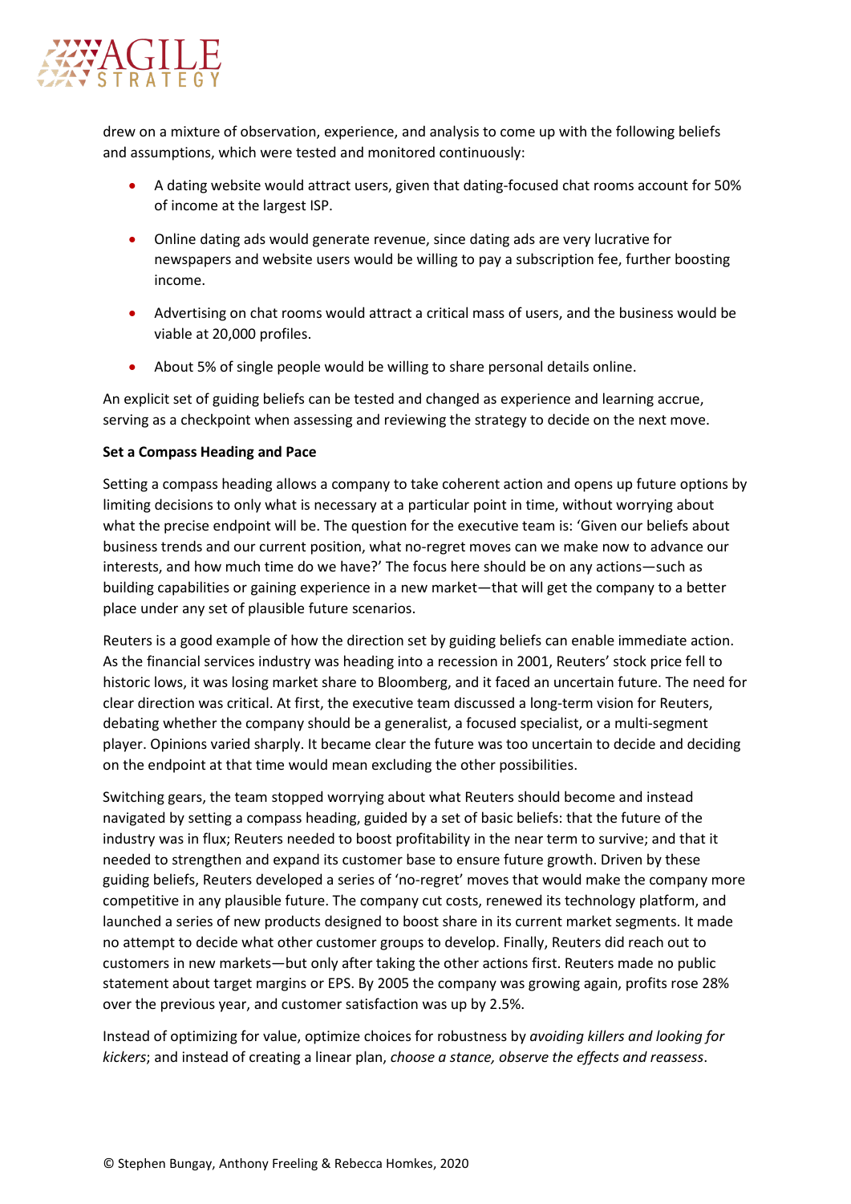drew on a mixture of observation, experience, and analysis to come up with the following beliefs and assumptions, which were tested and monitored continuously:

- A dating website would attract users, given that dating-focused chat rooms account for 50% of income at the largest ISP.
- Online dating ads would generate revenue, since dating ads are very lucrative for newspapers and website users would be willing to pay a subscription fee, further boosting income.
- Advertising on chat rooms would attract a critical mass of users, and the business would be viable at 20,000 profiles.
- About 5% of single people would be willing to share personal details online.

An explicit set of guiding beliefs can be tested and changed as experience and learning accrue, serving as a checkpoint when assessing and reviewing the strategy to decide on the next move.

**Set a Compass Heading and Pace**

Setting a compass heading allows a company to take coherent action and opens up future options by limiting decisions to only what is necessary at a particular point in time, without worrying about what the precise endpoint will be. The question for the executive team is: 'Given our beliefs about business trends and our current position, what no-regret moves can we make now to advance our interests, and how much time do we have?' The focus here should be on any actions—such as building capabilities or gaining experience in a new market—that will get the company to a better place under any set of plausible future scenarios.

Reuters is a good example of how the direction set by guiding beliefs can enable immediate action. As the financial services industry was heading into a recession in 2001, Reuters' stock price fell to historic lows, it was losing market share to Bloomberg, and it faced an uncertain future. The need for clear direction was critical. At first, the executive team discussed a long-term vision for Reuters, debating whether the company should be a generalist, a focused specialist, or a multi-segment player. Opinions varied sharply. It became clear the future was too uncertain to decide and deciding on the endpoint at that time would mean excluding the other possibilities.

Switching gears, the team stopped worrying about what Reuters should become and instead navigated by setting a compass heading, guided by a set of basic beliefs: that the future of the industry was in flux; Reuters needed to boost profitability in the near term to survive; and that it needed to strengthen and expand its customer base to ensure future growth. Driven by these guiding beliefs, Reuters developed a series of 'no-regret' moves that would make the company more competitive in any plausible future. The company cut costs, renewed its technology platform, and launched a series of new products designed to boost share in its current market segments. It made no attempt to decide what other customer groups to develop. Finally, Reuters did reach out to customers in new markets—but only after taking the other actions first. Reuters made no public statement about target margins or EPS. By 2005 the company was growing again, profits rose 28% over the previous year, and customer satisfaction was up by 2.5%.

Instead of optimizing for value, optimize choices for robustness by *avoiding killers and looking for kickers*; and instead of creating a linear plan, *choose a stance, observe the effects and reassess*.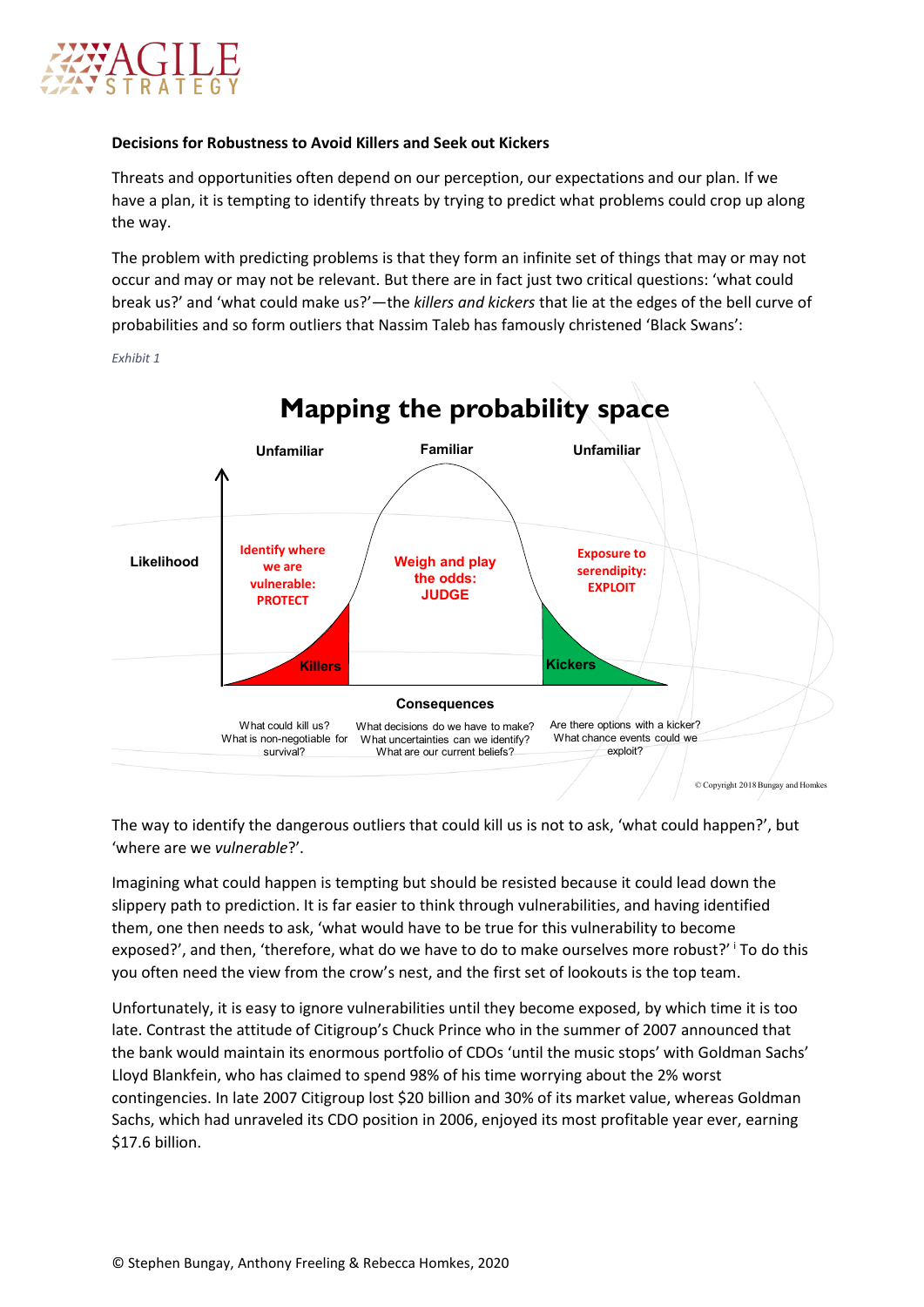**Decisions for Robustness to Avoid Killers and Seek out Kickers**

Threats and opportunities often depend on our perception, our expectations and our plan. If we have a plan, it is tempting to identify threats by trying to predict what problems could crop up along the way.

The problem with predicting problems is that they form an infinite set of things that may or may not occur and may or may not be relevant. But there are in fact just two critical questions: 'what could break us?' and 'what could make us?'—the *killers and kickers* that lie at the edges of the bell curve of probabilities and so form outliers that Nassim Taleb has famously christened 'Black Swans':

*Exhibit 1*

**Mapping the probability space**

Unfamiliar | Familiar | Unfamiliar

Likelihood

Identify where we are vulnerable: PROTECT

Weigh and play the odds: JUDGE

Exposure to serendipity: EXPLOIT

Killers

Kickers

Consequences

What could kill us? What is non-negotiable for survival?

What decisions do we have to make? What uncertainties can we identify? What are our current beliefs?

Are there options with a kicker? What chance events could we exploit?

© Copyright 2018 Bungay and Homkes

The way to identify the dangerous outliers that could kill us is not to ask, 'what could happen?', but 'where are we *vulnerable*?'.

Imagining what could happen is tempting but should be resisted because it could lead down the slippery path to prediction. It is far easier to think through vulnerabilities, and having identified them, one then needs to ask, 'what would have to be true for this vulnerability to become exposed?', and then, 'therefore, what do we have to do to make ourselves more robust?' [i] To do this you often need the view from the crow's nest, and the first set of lookouts is the top team.

Unfortunately, it is easy to ignore vulnerabilities until they become exposed, by which time it is too late. Contrast the attitude of Citigroup's Chuck Prince who in the summer of 2007 announced that the bank would maintain its enormous portfolio of CDOs 'until the music stops' with Goldman Sachs' Lloyd Blankfein, who has claimed to spend 98% of his time worrying about the 2% worst contingencies. In late 2007 Citigroup lost $20 billion and 30% of its market value, whereas Goldman Sachs, which had unraveled its CDO position in 2006, enjoyed its most profitable year ever, earning $17.6 billion.

© Stephen Bungay, Anthony Freeling & Rebecca Homkes, 2020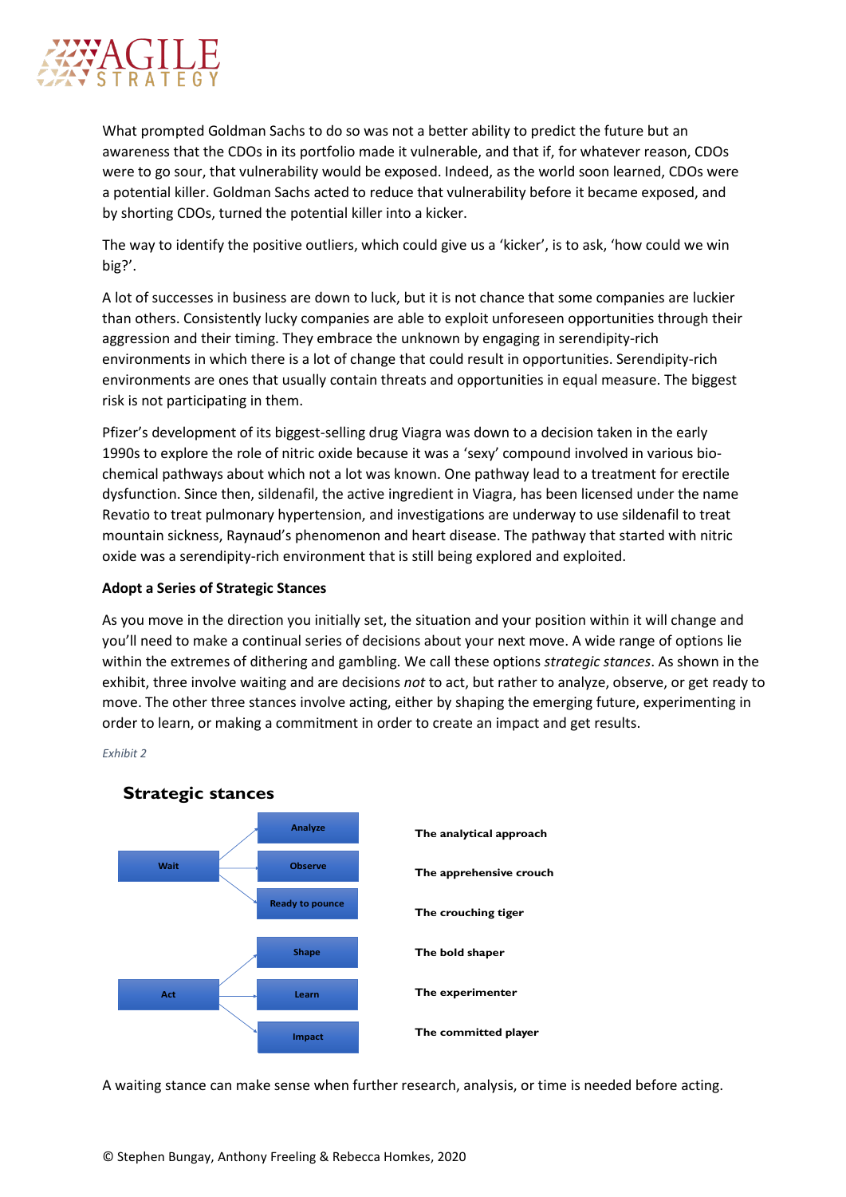What prompted Goldman Sachs to do so was not a better ability to predict the future but an awareness that the CDOs in its portfolio made it vulnerable, and that if, for whatever reason, CDOs were to go sour, that vulnerability would be exposed. Indeed, as the world soon learned, CDOs were a potential killer. Goldman Sachs acted to reduce that vulnerability before it became exposed, and by shorting CDOs, turned the potential killer into a kicker.

The way to identify the positive outliers, which could give us a 'kicker', is to ask, 'how could we win big?'.

A lot of successes in business are down to luck, but it is not chance that some companies are luckier than others. Consistently lucky companies are able to exploit unforeseen opportunities through their aggression and their timing. They embrace the unknown by engaging in serendipity-rich environments in which there is a lot of change that could result in opportunities. Serendipity-rich environments are ones that usually contain threats and opportunities in equal measure. The biggest risk is not participating in them.

Pfizer's development of its biggest-selling drug Viagra was down to a decision taken in the early 1990s to explore the role of nitric oxide because it was a 'sexy' compound involved in various bio-chemical pathways about which not a lot was known. One pathway lead to a treatment for erectile dysfunction. Since then, sildenafil, the active ingredient in Viagra, has been licensed under the name Revatio to treat pulmonary hypertension, and investigations are underway to use sildenafil to treat mountain sickness, Raynaud's phenomenon and heart disease. The pathway that started with nitric oxide was a serendipity-rich environment that is still being explored and exploited.

**Adopt a Series of Strategic Stances**

As you move in the direction you initially set, the situation and your position within it will change and you'll need to make a continual series of decisions about your next move. A wide range of options lie within the extremes of dithering and gambling. We call these options *strategic stances*. As shown in the exhibit, three involve waiting and are decisions *not* to act, but rather to analyze, observe, or get ready to move. The other three stances involve acting, either by shaping the emerging future, experimenting in order to learn, or making a commitment in order to create an impact and get results.

*Exhibit 2*

**Strategic stances**

| | | |
|---|---|---|
| Wait | Analyze | The analytical approach |
| | Observe | The apprehensive crouch |
| | Ready to pounce | The crouching tiger |
| Act | Shape | The bold shaper |
| | Learn | The experimenter |
| | Impact | The committed player |

A waiting stance can make sense when further research, analysis, or time is needed before acting.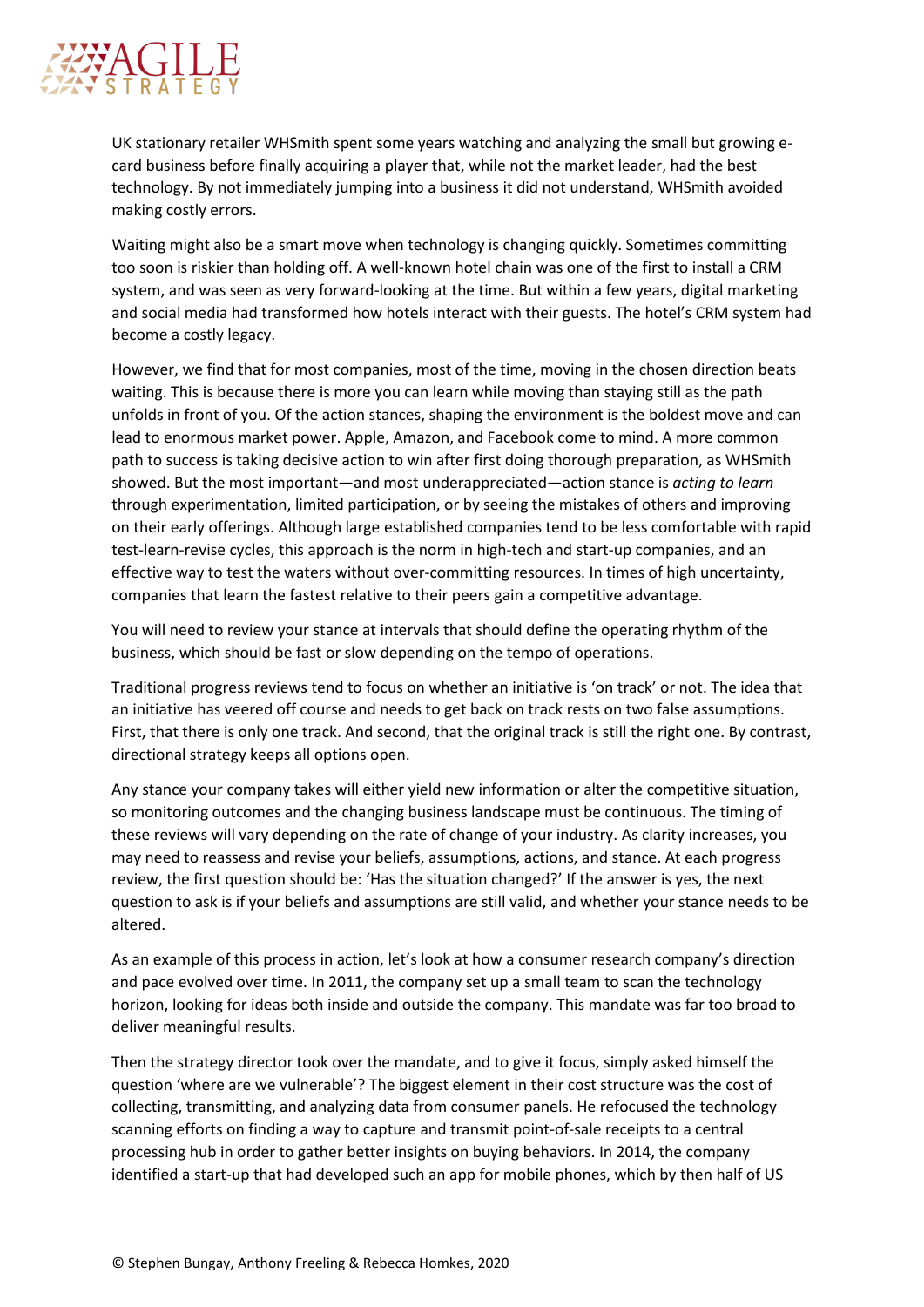UK stationary retailer WHSmith spent some years watching and analyzing the small but growing e-card business before finally acquiring a player that, while not the market leader, had the best technology. By not immediately jumping into a business it did not understand, WHSmith avoided making costly errors.

Waiting might also be a smart move when technology is changing quickly. Sometimes committing too soon is riskier than holding off. A well-known hotel chain was one of the first to install a CRM system, and was seen as very forward-looking at the time. But within a few years, digital marketing and social media had transformed how hotels interact with their guests. The hotel's CRM system had become a costly legacy.

However, we find that for most companies, most of the time, moving in the chosen direction beats waiting. This is because there is more you can learn while moving than staying still as the path unfolds in front of you. Of the action stances, shaping the environment is the boldest move and can lead to enormous market power. Apple, Amazon, and Facebook come to mind. A more common path to success is taking decisive action to win after first doing thorough preparation, as WHSmith showed. But the most important—and most underappreciated—action stance is *acting to learn* through experimentation, limited participation, or by seeing the mistakes of others and improving on their early offerings. Although large established companies tend to be less comfortable with rapid test-learn-revise cycles, this approach is the norm in high-tech and start-up companies, and an effective way to test the waters without over-committing resources. In times of high uncertainty, companies that learn the fastest relative to their peers gain a competitive advantage.

You will need to review your stance at intervals that should define the operating rhythm of the business, which should be fast or slow depending on the tempo of operations.

Traditional progress reviews tend to focus on whether an initiative is 'on track' or not. The idea that an initiative has veered off course and needs to get back on track rests on two false assumptions. First, that there is only one track. And second, that the original track is still the right one. By contrast, directional strategy keeps all options open.

Any stance your company takes will either yield new information or alter the competitive situation, so monitoring outcomes and the changing business landscape must be continuous. The timing of these reviews will vary depending on the rate of change of your industry. As clarity increases, you may need to reassess and revise your beliefs, assumptions, actions, and stance. At each progress review, the first question should be: 'Has the situation changed?' If the answer is yes, the next question to ask is if your beliefs and assumptions are still valid, and whether your stance needs to be altered.

As an example of this process in action, let's look at how a consumer research company's direction and pace evolved over time. In 2011, the company set up a small team to scan the technology horizon, looking for ideas both inside and outside the company. This mandate was far too broad to deliver meaningful results.

Then the strategy director took over the mandate, and to give it focus, simply asked himself the question 'where are we vulnerable'? The biggest element in their cost structure was the cost of collecting, transmitting, and analyzing data from consumer panels. He refocused the technology scanning efforts on finding a way to capture and transmit point-of-sale receipts to a central processing hub in order to gather better insights on buying behaviors. In 2014, the company identified a start-up that had developed such an app for mobile phones, which by then half of US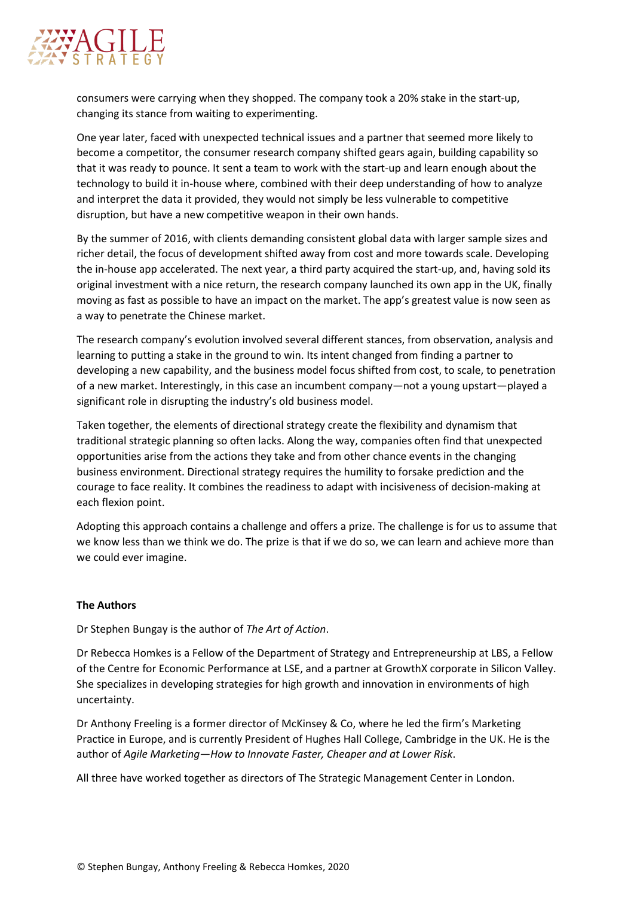consumers were carrying when they shopped. The company took a 20% stake in the start-up, changing its stance from waiting to experimenting.

One year later, faced with unexpected technical issues and a partner that seemed more likely to become a competitor, the consumer research company shifted gears again, building capability so that it was ready to pounce. It sent a team to work with the start-up and learn enough about the technology to build it in-house where, combined with their deep understanding of how to analyze and interpret the data it provided, they would not simply be less vulnerable to competitive disruption, but have a new competitive weapon in their own hands.

By the summer of 2016, with clients demanding consistent global data with larger sample sizes and richer detail, the focus of development shifted away from cost and more towards scale. Developing the in-house app accelerated. The next year, a third party acquired the start-up, and, having sold its original investment with a nice return, the research company launched its own app in the UK, finally moving as fast as possible to have an impact on the market. The app's greatest value is now seen as a way to penetrate the Chinese market.

The research company's evolution involved several different stances, from observation, analysis and learning to putting a stake in the ground to win. Its intent changed from finding a partner to developing a new capability, and the business model focus shifted from cost, to scale, to penetration of a new market. Interestingly, in this case an incumbent company—not a young upstart—played a significant role in disrupting the industry's old business model.

Taken together, the elements of directional strategy create the flexibility and dynamism that traditional strategic planning so often lacks. Along the way, companies often find that unexpected opportunities arise from the actions they take and from other chance events in the changing business environment. Directional strategy requires the humility to forsake prediction and the courage to face reality. It combines the readiness to adapt with incisiveness of decision-making at each flexion point.

Adopting this approach contains a challenge and offers a prize. The challenge is for us to assume that we know less than we think we do. The prize is that if we do so, we can learn and achieve more than we could ever imagine.

**The Authors**

Dr Stephen Bungay is the author of *The Art of Action*.

Dr Rebecca Homkes is a Fellow of the Department of Strategy and Entrepreneurship at LBS, a Fellow of the Centre for Economic Performance at LSE, and a partner at GrowthX corporate in Silicon Valley. She specializes in developing strategies for high growth and innovation in environments of high uncertainty.

Dr Anthony Freeling is a former director of McKinsey & Co, where he led the firm's Marketing Practice in Europe, and is currently President of Hughes Hall College, Cambridge in the UK. He is the author of *Agile Marketing—How to Innovate Faster, Cheaper and at Lower Risk*.

All three have worked together as directors of The Strategic Management Center in London.

© Stephen Bungay, Anthony Freeling & Rebecca Homkes, 2020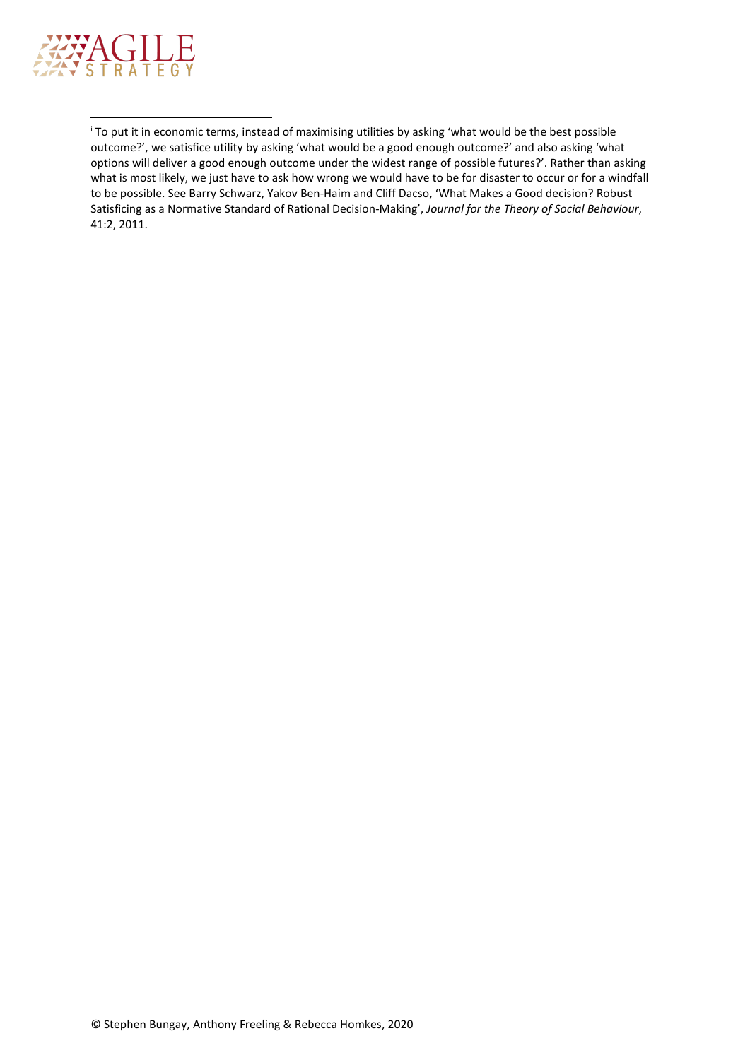[i] To put it in economic terms, instead of maximising utilities by asking 'what would be the best possible outcome?', we satisfice utility by asking 'what would be a good enough outcome?' and also asking 'what options will deliver a good enough outcome under the widest range of possible futures?'. Rather than asking what is most likely, we just have to ask how wrong we would have to be for disaster to occur or for a windfall to be possible. See Barry Schwarz, Yakov Ben-Haim and Cliff Dacso, 'What Makes a Good decision? Robust Satisficing as a Normative Standard of Rational Decision-Making', *Journal for the Theory of Social Behaviour*, 41:2, 2011.

© Stephen Bungay, Anthony Freeling & Rebecca Homkes, 2020